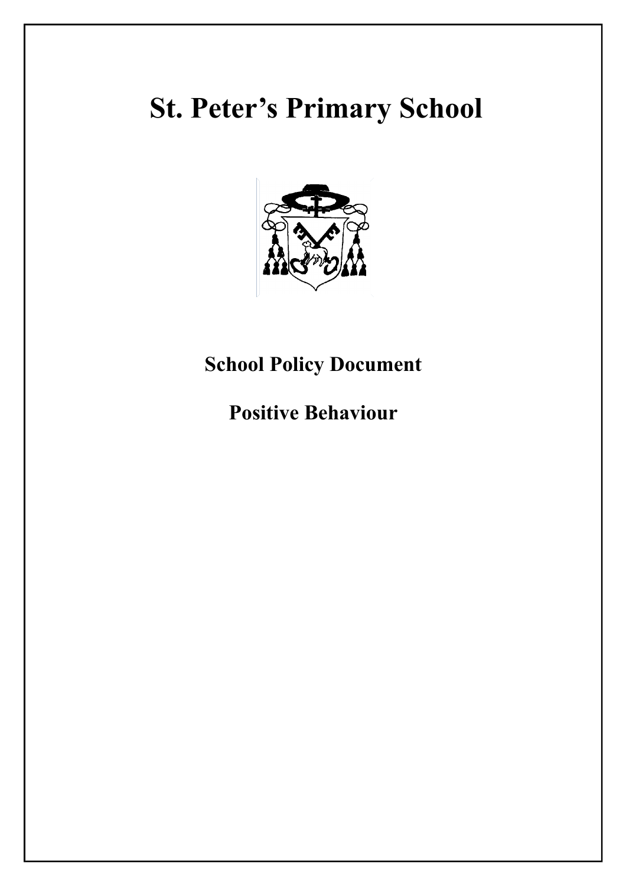# St. Peter's Primary School

## School Policy Document

## Positive Behaviour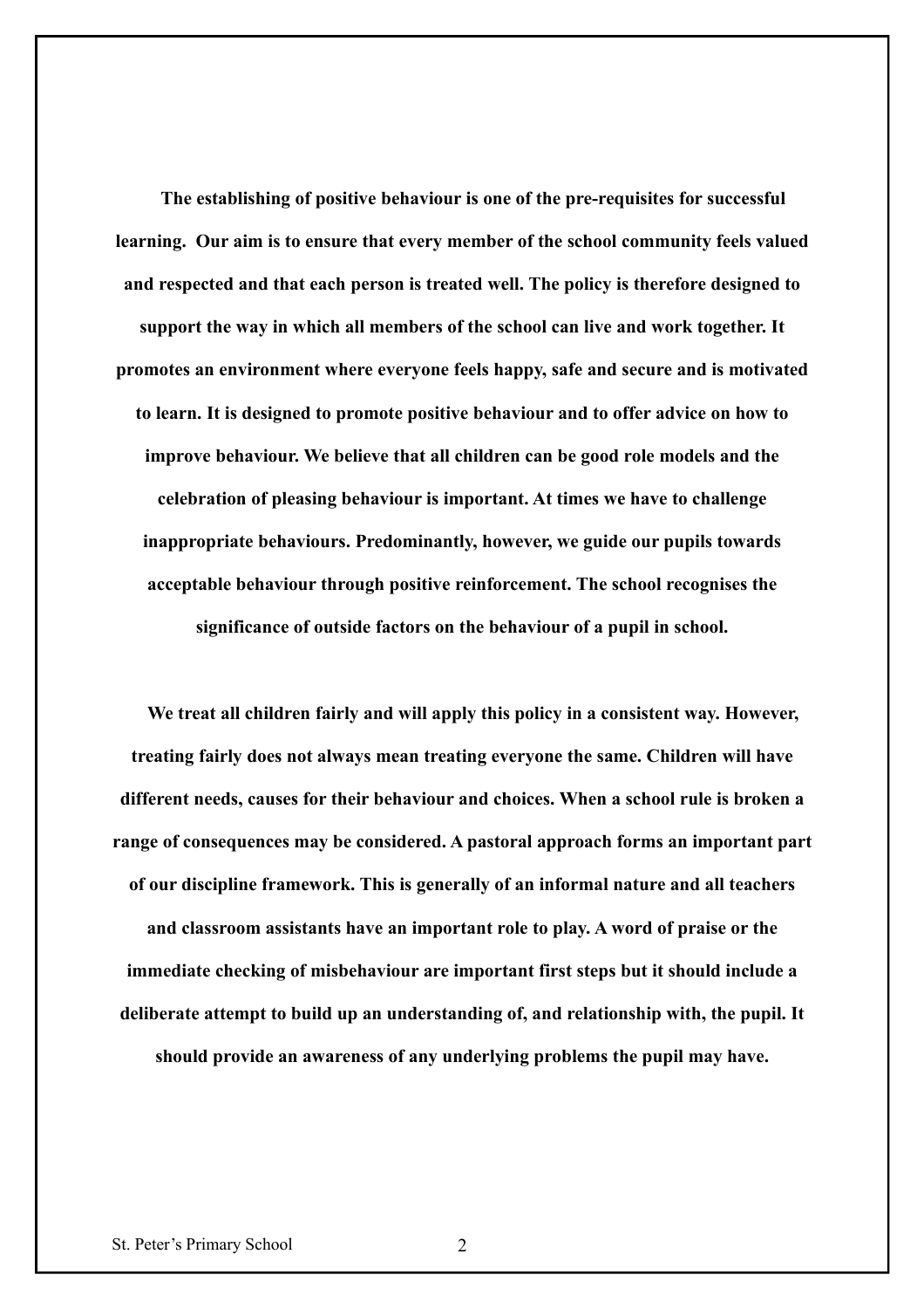**The establishing of positive behaviour is one of the pre-requisites for successful learning. Our aim is to ensure that every member of the school community feels valued and respected and that each person is treated well. The policy is therefore designed to support the way in which all members of the school can live and work together. It promotes an environment where everyone feels happy, safe and secure and is motivated to learn. It is designed to promote positive behaviour and to offer advice on how to improve behaviour. We believe that all children can be good role models and the celebration of pleasing behaviour is important. At times we have to challenge inappropriate behaviours. Predominantly, however, we guide our pupils towards acceptable behaviour through positive reinforcement. The school recognises the significance of outside factors on the behaviour of a pupil in school.**

**We treat all children fairly and will apply this policy in a consistent way. However, treating fairly does not always mean treating everyone the same. Children will have different needs, causes for their behaviour and choices. When a school rule is broken a range of consequences may be considered. A pastoral approach forms an important part of our discipline framework. This is generally of an informal nature and all teachers and classroom assistants have an important role to play. A word of praise or the immediate checking of misbehaviour are important first steps but it should include a deliberate attempt to build up an understanding of, and relationship with, the pupil. It should provide an awareness of any underlying problems the pupil may have.**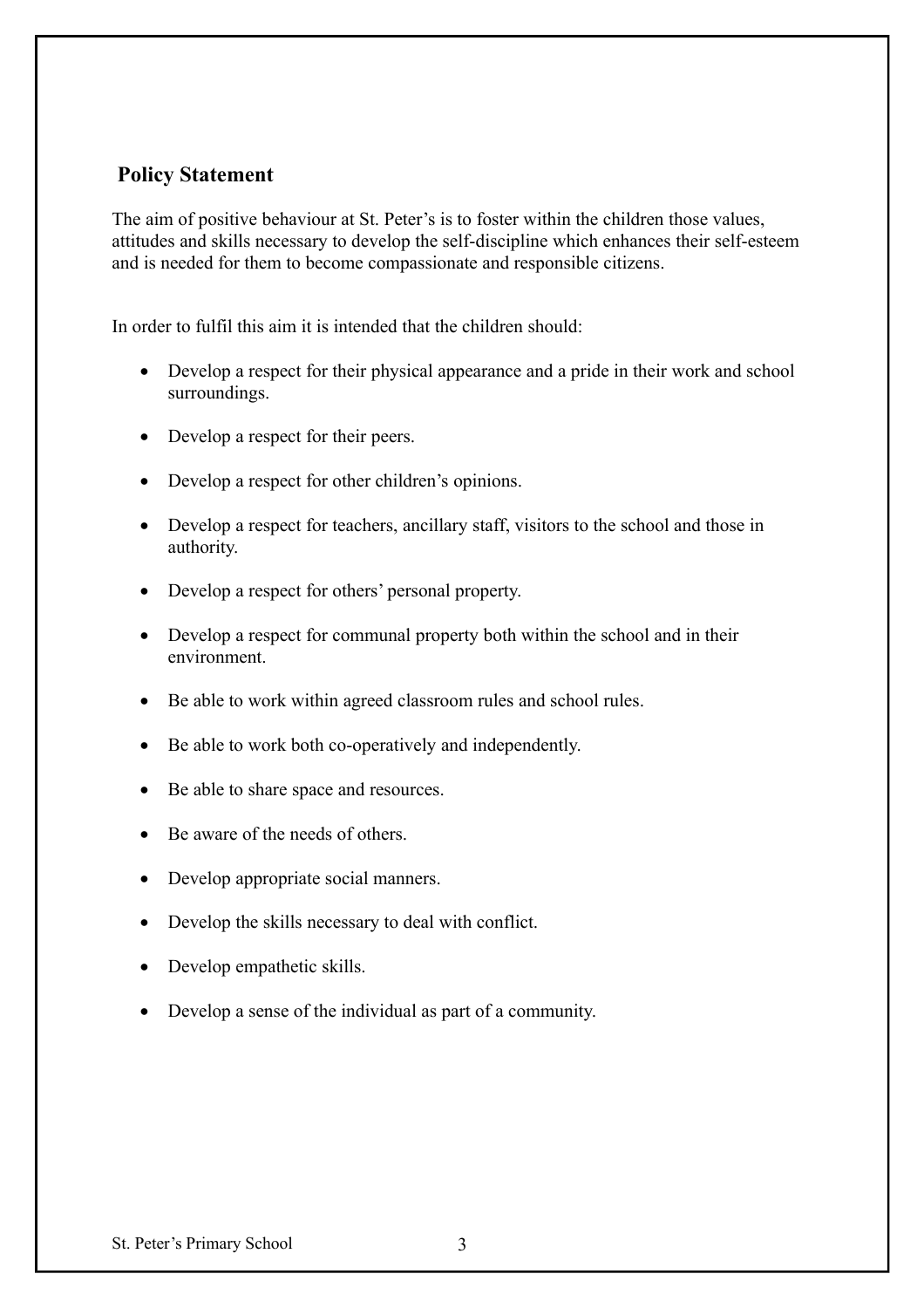## Policy Statement

The aim of positive behaviour at St. Peter's is to foster within the children those values, attitudes and skills necessary to develop the self-discipline which enhances their self-esteem and is needed for them to become compassionate and responsible citizens.

In order to fulfil this aim it is intended that the children should:

- Develop a respect for their physical appearance and a pride in their work and school surroundings.
- Develop a respect for their peers.
- Develop a respect for other children's opinions.
- Develop a respect for teachers, ancillary staff, visitors to the school and those in authority.
- Develop a respect for others' personal property.
- Develop a respect for communal property both within the school and in their environment.
- Be able to work within agreed classroom rules and school rules.
- Be able to work both co-operatively and independently.
- Be able to share space and resources.
- Be aware of the needs of others.
- Develop appropriate social manners.
- Develop the skills necessary to deal with conflict.
- Develop empathetic skills.
- Develop a sense of the individual as part of a community.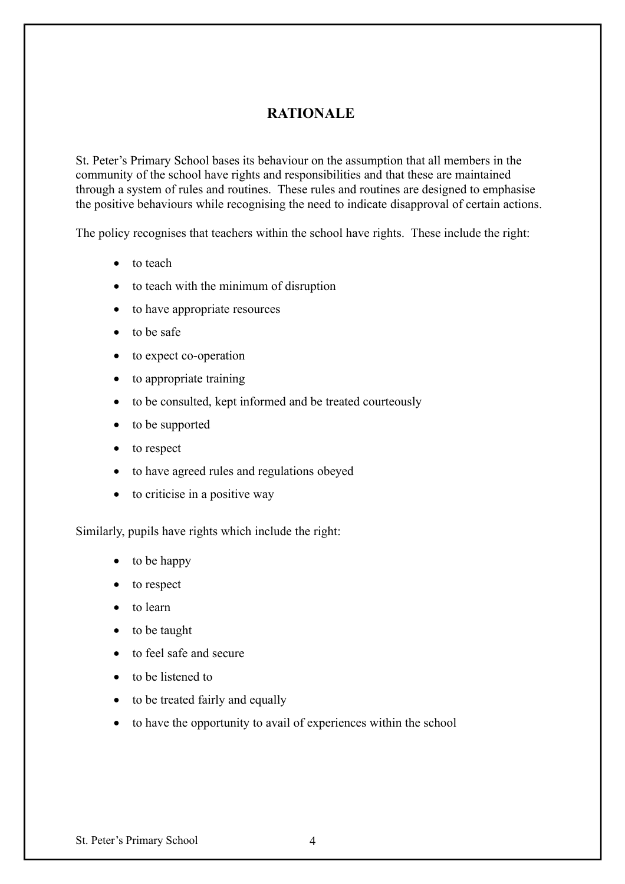## RATIONALE

St. Peter's Primary School bases its behaviour on the assumption that all members in the community of the school have rights and responsibilities and that these are maintained through a system of rules and routines. These rules and routines are designed to emphasise the positive behaviours while recognising the need to indicate disapproval of certain actions.

The policy recognises that teachers within the school have rights. These include the right:

- to teach
- to teach with the minimum of disruption
- to have appropriate resources
- to be safe
- to expect co-operation
- to appropriate training
- to be consulted, kept informed and be treated courteously
- to be supported
- to respect
- to have agreed rules and regulations obeyed
- to criticise in a positive way

Similarly, pupils have rights which include the right:

- to be happy
- to respect
- to learn
- to be taught
- to feel safe and secure
- to be listened to
- to be treated fairly and equally
- to have the opportunity to avail of experiences within the school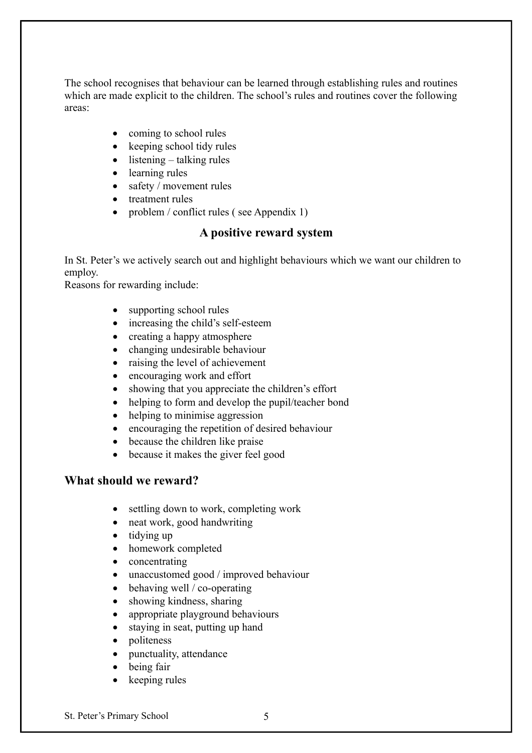The school recognises that behaviour can be learned through establishing rules and routines which are made explicit to the children. The school's rules and routines cover the following areas:

- coming to school rules
- keeping school tidy rules
- listening – talking rules
- learning rules
- safety / movement rules
- treatment rules
- problem / conflict rules ( see Appendix 1)

## A positive reward system

In St. Peter's we actively search out and highlight behaviours which we want our children to employ.
Reasons for rewarding include:

- supporting school rules
- increasing the child's self-esteem
- creating a happy atmosphere
- changing undesirable behaviour
- raising the level of achievement
- encouraging work and effort
- showing that you appreciate the children's effort
- helping to form and develop the pupil/teacher bond
- helping to minimise aggression
- encouraging the repetition of desired behaviour
- because the children like praise
- because it makes the giver feel good

## What should we reward?

- settling down to work, completing work
- neat work, good handwriting
- tidying up
- homework completed
- concentrating
- unaccustomed good / improved behaviour
- behaving well / co-operating
- showing kindness, sharing
- appropriate playground behaviours
- staying in seat, putting up hand
- politeness
- punctuality, attendance
- being fair
- keeping rules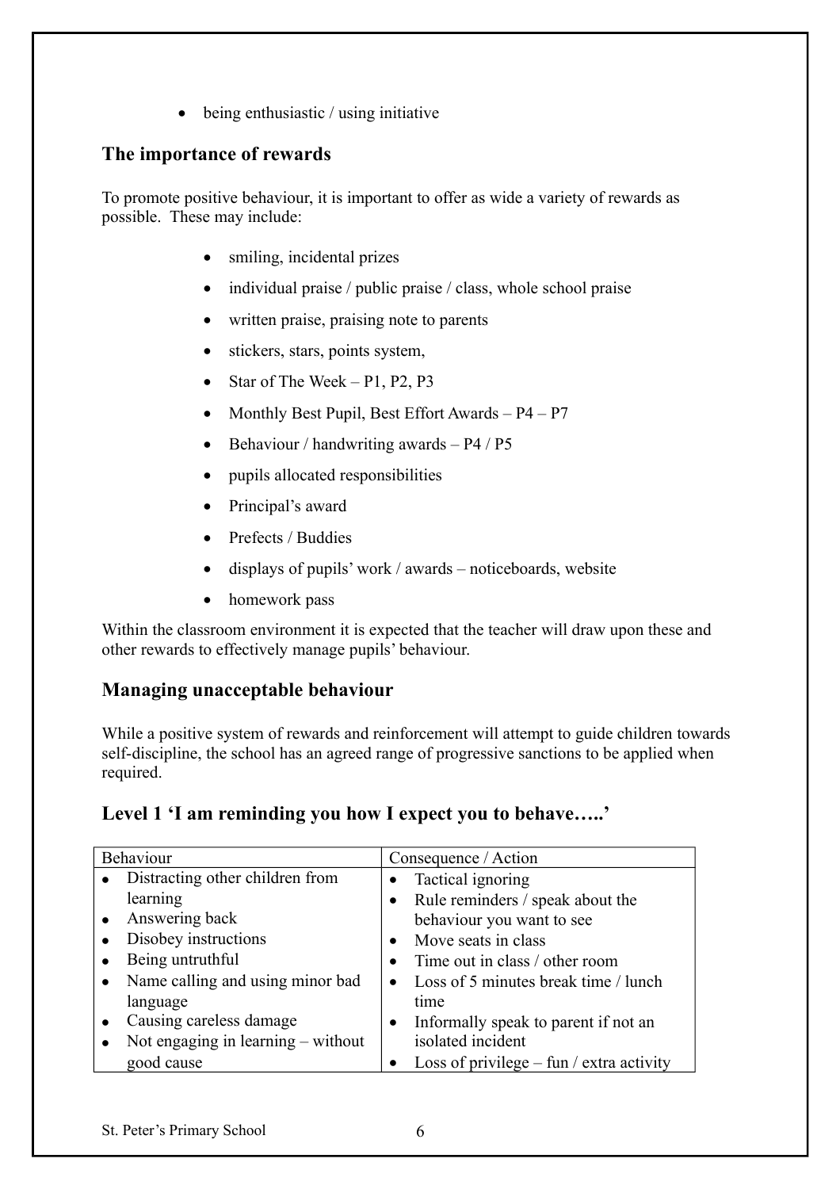- being enthusiastic / using initiative

## The importance of rewards

To promote positive behaviour, it is important to offer as wide a variety of rewards as possible. These may include:

- smiling, incidental prizes
- individual praise / public praise / class, whole school praise
- written praise, praising note to parents
- stickers, stars, points system,
- Star of The Week – P1, P2, P3
- Monthly Best Pupil, Best Effort Awards – P4 – P7
- Behaviour / handwriting awards – P4 / P5
- pupils allocated responsibilities
- Principal's award
- Prefects / Buddies
- displays of pupils' work / awards – noticeboards, website
- homework pass

Within the classroom environment it is expected that the teacher will draw upon these and other rewards to effectively manage pupils' behaviour.

## Managing unacceptable behaviour

While a positive system of rewards and reinforcement will attempt to guide children towards self-discipline, the school has an agreed range of progressive sanctions to be applied when required.

## Level 1 'I am reminding you how I expect you to behave…..'

| Behaviour | Consequence / Action |
| --- | --- |
| • Distracting other children from learning<br>• Answering back<br>• Disobey instructions<br>• Being untruthful<br>• Name calling and using minor bad language<br>• Causing careless damage<br>• Not engaging in learning – without good cause | • Tactical ignoring<br>• Rule reminders / speak about the behaviour you want to see<br>• Move seats in class<br>• Time out in class / other room<br>• Loss of 5 minutes break time / lunch time<br>• Informally speak to parent if not an isolated incident<br>• Loss of privilege – fun / extra activity |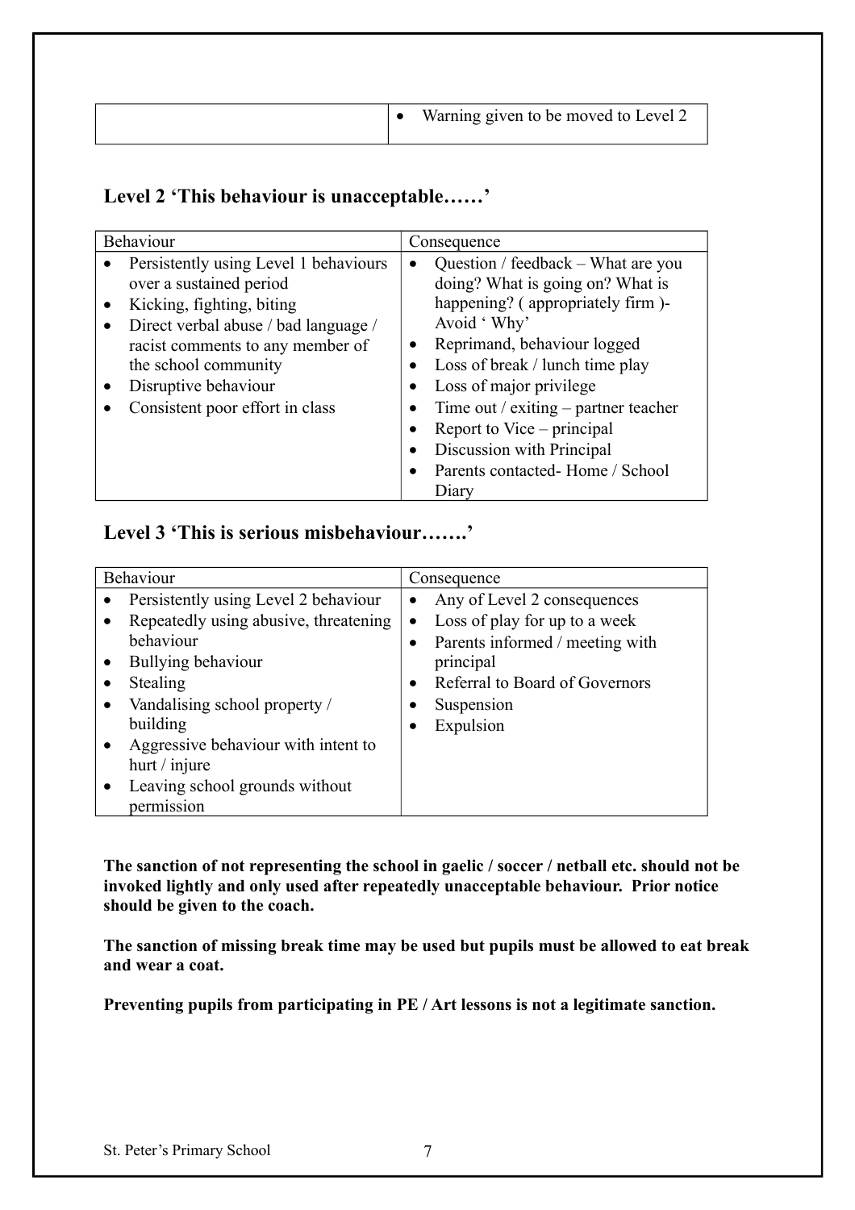| | |
|---|---|
| | • Warning given to be moved to Level 2 |

## Level 2 'This behaviour is unacceptable……'

| Behaviour | Consequence |
|---|---|
| • Persistently using Level 1 behaviours over a sustained period<br>• Kicking, fighting, biting<br>• Direct verbal abuse / bad language / racist comments to any member of the school community<br>• Disruptive behaviour<br>• Consistent poor effort in class | • Question / feedback – What are you doing? What is going on? What is happening? ( appropriately firm )- Avoid ' Why'<br>• Reprimand, behaviour logged<br>• Loss of break / lunch time play<br>• Loss of major privilege<br>• Time out / exiting – partner teacher<br>• Report to Vice – principal<br>• Discussion with Principal<br>• Parents contacted- Home / School Diary |

## Level 3 'This is serious misbehaviour…….'

| Behaviour | Consequence |
|---|---|
| • Persistently using Level 2 behaviour<br>• Repeatedly using abusive, threatening behaviour<br>• Bullying behaviour<br>• Stealing<br>• Vandalising school property / building<br>• Aggressive behaviour with intent to hurt / injure<br>• Leaving school grounds without permission | • Any of Level 2 consequences<br>• Loss of play for up to a week<br>• Parents informed / meeting with principal<br>• Referral to Board of Governors<br>• Suspension<br>• Expulsion |

**The sanction of not representing the school in gaelic / soccer / netball etc. should not be invoked lightly and only used after repeatedly unacceptable behaviour. Prior notice should be given to the coach.**

**The sanction of missing break time may be used but pupils must be allowed to eat break and wear a coat.**

**Preventing pupils from participating in PE / Art lessons is not a legitimate sanction.**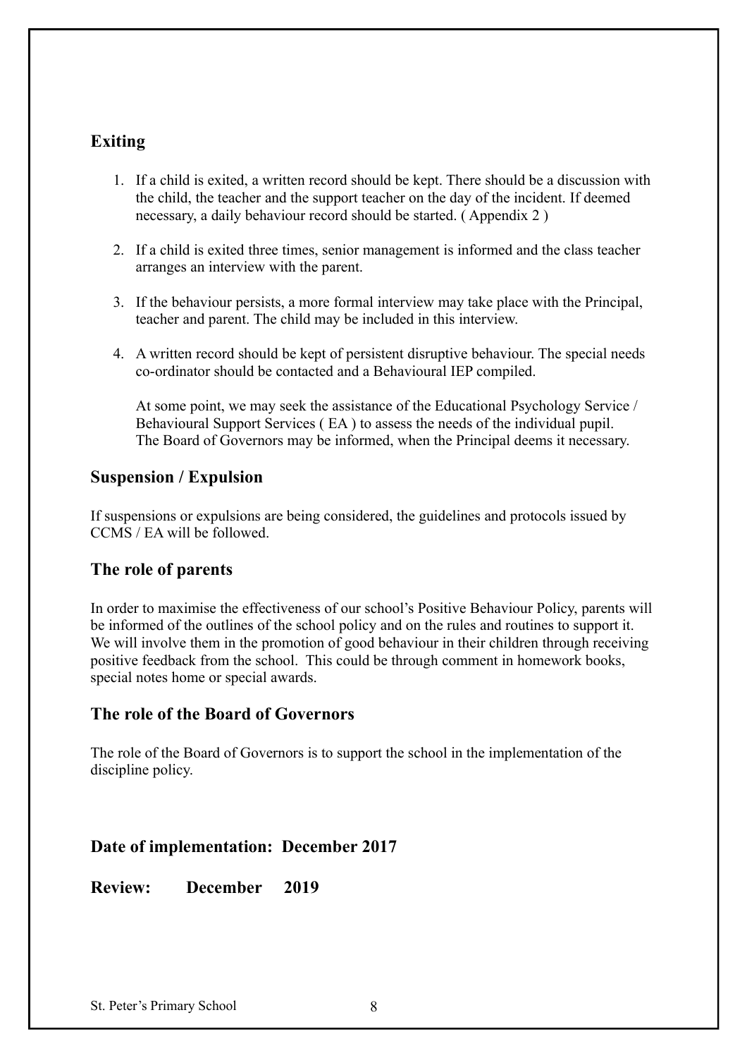## Exiting

1. If a child is exited, a written record should be kept. There should be a discussion with the child, the teacher and the support teacher on the day of the incident. If deemed necessary, a daily behaviour record should be started. ( Appendix 2 )

2. If a child is exited three times, senior management is informed and the class teacher arranges an interview with the parent.

3. If the behaviour persists, a more formal interview may take place with the Principal, teacher and parent. The child may be included in this interview.

4. A written record should be kept of persistent disruptive behaviour. The special needs co-ordinator should be contacted and a Behavioural IEP compiled.

   At some point, we may seek the assistance of the Educational Psychology Service / Behavioural Support Services ( EA ) to assess the needs of the individual pupil. The Board of Governors may be informed, when the Principal deems it necessary.

## Suspension / Expulsion

If suspensions or expulsions are being considered, the guidelines and protocols issued by CCMS / EA will be followed.

## The role of parents

In order to maximise the effectiveness of our school's Positive Behaviour Policy, parents will be informed of the outlines of the school policy and on the rules and routines to support it. We will involve them in the promotion of good behaviour in their children through receiving positive feedback from the school. This could be through comment in homework books, special notes home or special awards.

## The role of the Board of Governors

The role of the Board of Governors is to support the school in the implementation of the discipline policy.

**Date of implementation: December 2017**

**Review: December 2019**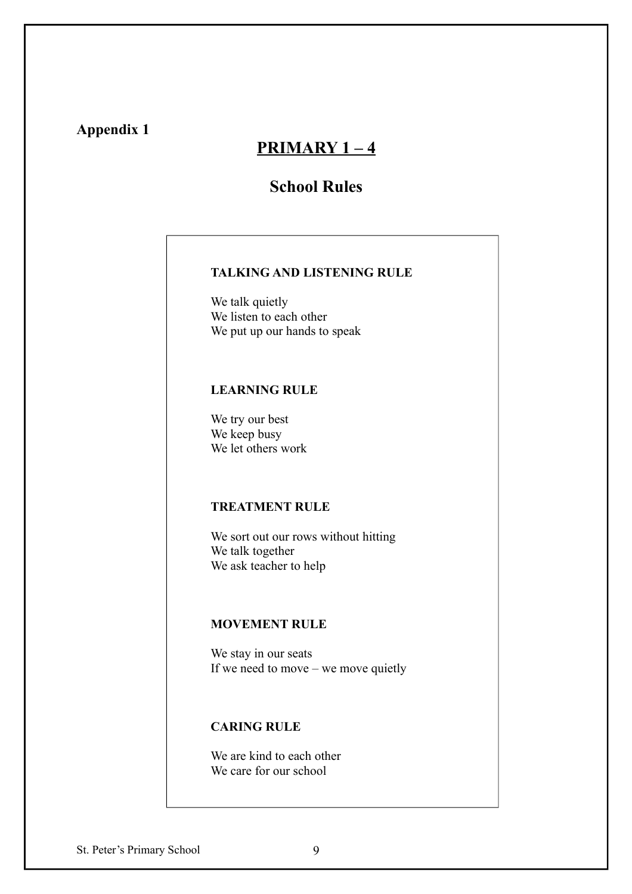**Appendix 1**

# PRIMARY 1 – 4

## School Rules

**TALKING AND LISTENING RULE**

We talk quietly
We listen to each other
We put up our hands to speak

**LEARNING RULE**

We try our best
We keep busy
We let others work

**TREATMENT RULE**

We sort out our rows without hitting
We talk together
We ask teacher to help

**MOVEMENT RULE**

We stay in our seats
If we need to move – we move quietly

**CARING RULE**

We are kind to each other
We care for our school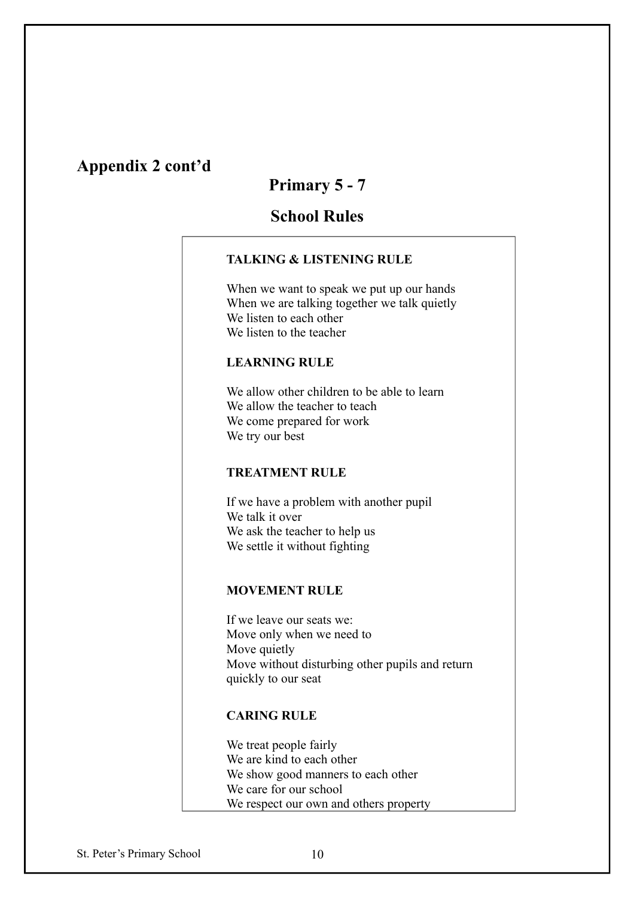## Appendix 2 cont'd

# Primary 5 - 7

# School Rules

**TALKING & LISTENING RULE**

When we want to speak we put up our hands
When we are talking together we talk quietly
We listen to each other
We listen to the teacher

**LEARNING RULE**

We allow other children to be able to learn
We allow the teacher to teach
We come prepared for work
We try our best

**TREATMENT RULE**

If we have a problem with another pupil
We talk it over
We ask the teacher to help us
We settle it without fighting

**MOVEMENT RULE**

If we leave our seats we:
Move only when we need to
Move quietly
Move without disturbing other pupils and return quickly to our seat

**CARING RULE**

We treat people fairly
We are kind to each other
We show good manners to each other
We care for our school
We respect our own and others property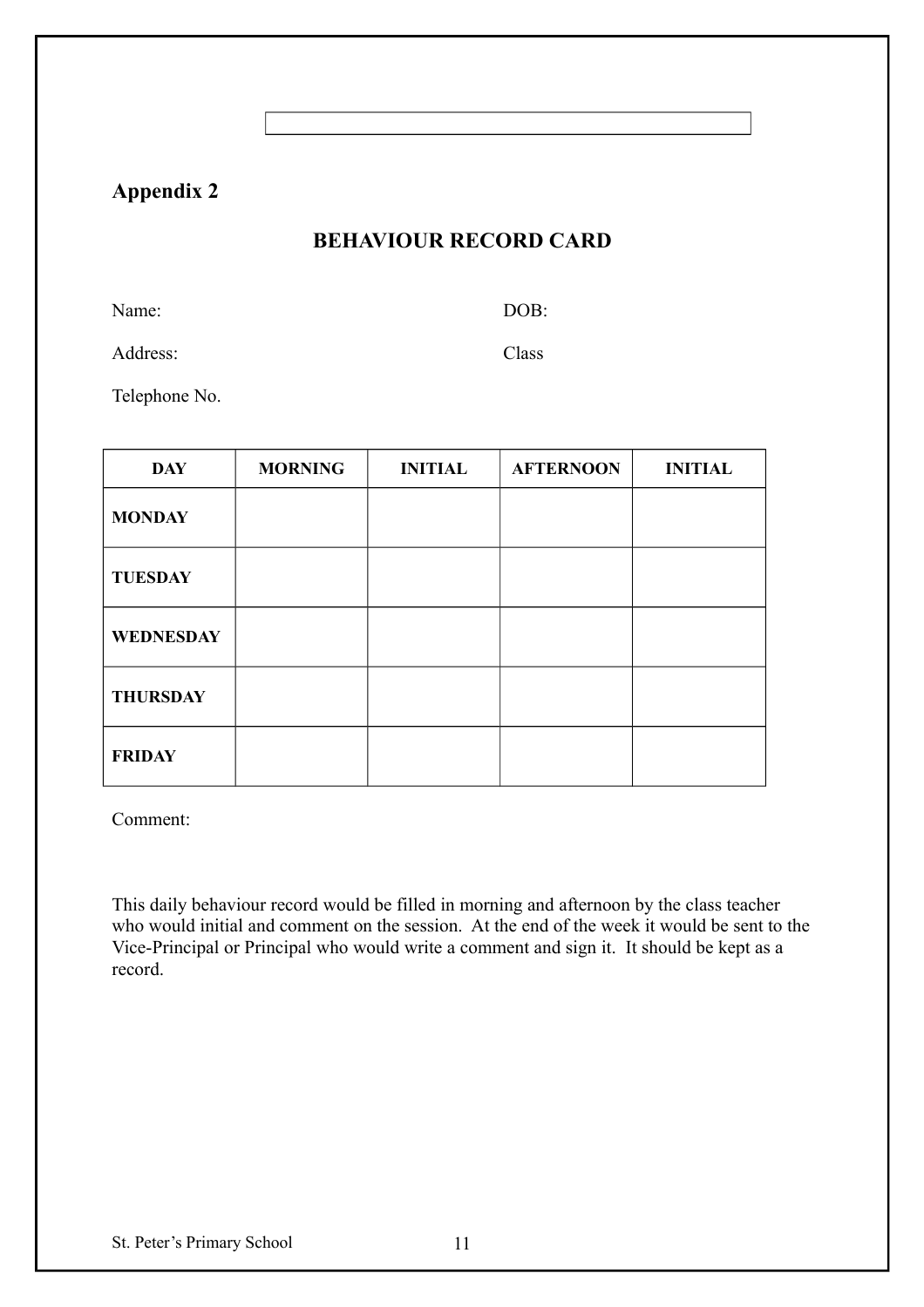## Appendix 2

### BEHAVIOUR RECORD CARD

Name: DOB:

Address: Class

Telephone No.

| DAY | MORNING | INITIAL | AFTERNOON | INITIAL |
|---|---|---|---|---|
| **MONDAY** | | | | |
| **TUESDAY** | | | | |
| **WEDNESDAY** | | | | |
| **THURSDAY** | | | | |
| **FRIDAY** | | | | |

Comment:

This daily behaviour record would be filled in morning and afternoon by the class teacher who would initial and comment on the session. At the end of the week it would be sent to the Vice-Principal or Principal who would write a comment and sign it. It should be kept as a record.